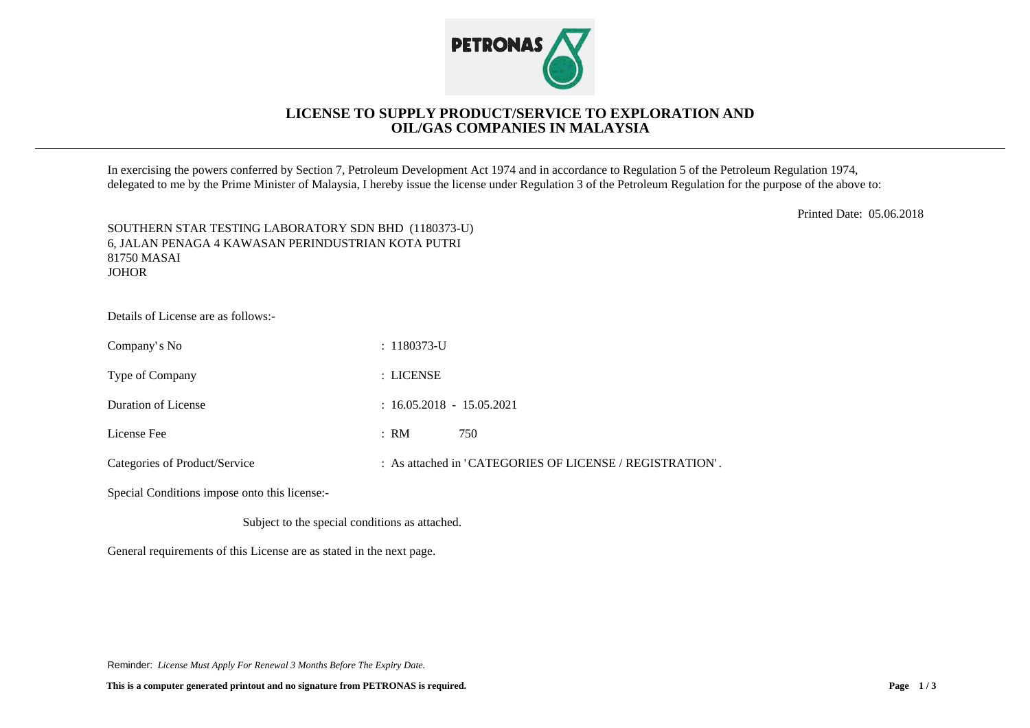# LICENSE TO SUPPLY PRODUCT/SERVICE TO EXPLORATION AND OIL/GAS COMPANIES IN MALAYSIA

In exercising the powers conferred by Section 7, Petroleum Development Act 1974 and in accordance to Regulation 5 of the Petroleum Regulation 1974, delegated to me by the Prime Minister of Malaysia, I hereby issue the license under Regulation 3 of the Petroleum Regulation for the purpose of the above to:

Printed Date: 05.06.2018

SOUTHERN STAR TESTING LABORATORY SDN BHD (1180373-U)
6, JALAN PENAGA 4 KAWASAN PERINDUSTRIAN KOTA PUTRI
81750 MASAI
JOHOR

Details of License are as follows:-

| | |
|---|---|
| Company' s No | : 1180373-U |
| Type of Company | : LICENSE |
| Duration of License | : 16.05.2018 - 15.05.2021 |
| License Fee | : RM 750 |
| Categories of Product/Service | : As attached in 'CATEGORIES OF LICENSE / REGISTRATION'. |

Special Conditions impose onto this license:-

Subject to the special conditions as attached.

General requirements of this License are as stated in the next page.

Reminder: *License Must Apply For Renewal 3 Months Before The Expiry Date.*

**This is a computer generated printout and no signature from PETRONAS is required.**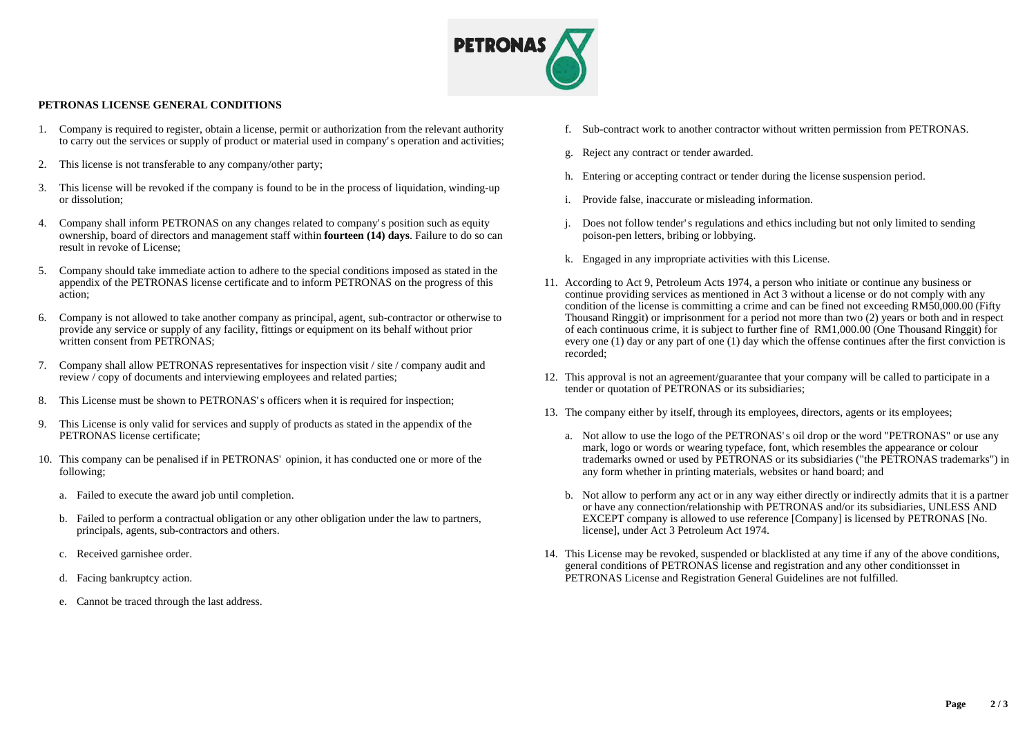**PETRONAS LICENSE GENERAL CONDITIONS**

1. Company is required to register, obtain a license, permit or authorization from the relevant authority to carry out the services or supply of product or material used in company' s operation and activities;

2. This license is not transferable to any company/other party;

3. This license will be revoked if the company is found to be in the process of liquidation, winding-up or dissolution;

4. Company shall inform PETRONAS on any changes related to company' s position such as equity ownership, board of directors and management staff within **fourteen (14) days**. Failure to do so can result in revoke of License;

5. Company should take immediate action to adhere to the special conditions imposed as stated in the appendix of the PETRONAS license certificate and to inform PETRONAS on the progress of this action;

6. Company is not allowed to take another company as principal, agent, sub-contractor or otherwise to provide any service or supply of any facility, fittings or equipment on its behalf without prior written consent from PETRONAS;

7. Company shall allow PETRONAS representatives for inspection visit / site / company audit and review / copy of documents and interviewing employees and related parties;

8. This License must be shown to PETRONAS' s officers when it is required for inspection;

9. This License is only valid for services and supply of products as stated in the appendix of the PETRONAS license certificate;

10. This company can be penalised if in PETRONAS' opinion, it has conducted one or more of the following;

    a. Failed to execute the award job until completion.

    b. Failed to perform a contractual obligation or any other obligation under the law to partners, principals, agents, sub-contractors and others.

    c. Received garnishee order.

    d. Facing bankruptcy action.

    e. Cannot be traced through the last address.

    f. Sub-contract work to another contractor without written permission from PETRONAS.

    g. Reject any contract or tender awarded.

    h. Entering or accepting contract or tender during the license suspension period.

    i. Provide false, inaccurate or misleading information.

    j. Does not follow tender' s regulations and ethics including but not only limited to sending poison-pen letters, bribing or lobbying.

    k. Engaged in any impropriate activities with this License.

11. According to Act 9, Petroleum Acts 1974, a person who initiate or continue any business or continue providing services as mentioned in Act 3 without a license or do not comply with any condition of the license is committing a crime and can be fined not exceeding RM50,000.00 (Fifty Thousand Ringgit) or imprisonment for a period not more than two (2) years or both and in respect of each continuous crime, it is subject to further fine of RM1,000.00 (One Thousand Ringgit) for every one (1) day or any part of one (1) day which the offense continues after the first conviction is recorded;

12. This approval is not an agreement/guarantee that your company will be called to participate in a tender or quotation of PETRONAS or its subsidiaries;

13. The company either by itself, through its employees, directors, agents or its employees;

    a. Not allow to use the logo of the PETRONAS' s oil drop or the word "PETRONAS" or use any mark, logo or words or wearing typeface, font, which resembles the appearance or colour trademarks owned or used by PETRONAS or its subsidiaries ("the PETRONAS trademarks") in any form whether in printing materials, websites or hand board; and

    b. Not allow to perform any act or in any way either directly or indirectly admits that it is a partner or have any connection/relationship with PETRONAS and/or its subsidiaries, UNLESS AND EXCEPT company is allowed to use reference [Company] is licensed by PETRONAS [No. license], under Act 3 Petroleum Act 1974.

14. This License may be revoked, suspended or blacklisted at any time if any of the above conditions, general conditions of PETRONAS license and registration and any other conditionsset in PETRONAS License and Registration General Guidelines are not fulfilled.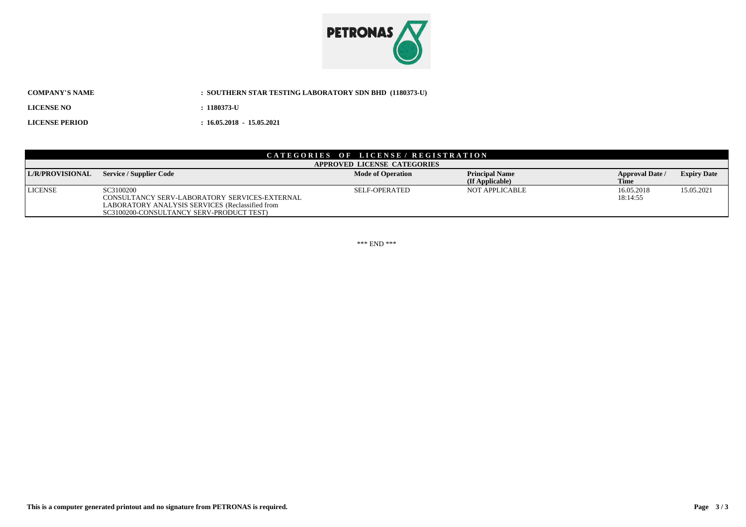PETRONAS

**COMPANY'S NAME** : **SOUTHERN STAR TESTING LABORATORY SDN BHD (1180373-U)**

**LICENSE NO** : **1180373-U**

**LICENSE PERIOD** : **16.05.2018 - 15.05.2021**

| CATEGORIES OF LICENSE / REGISTRATION | | | | | |
|---|---|---|---|---|---|
| APPROVED LICENSE CATEGORIES | | | | | |
| **L/R/PROVISIONAL** | **Service / Supplier Code** | **Mode of Operation** | **Principal Name (If Applicable)** | **Approval Date / Time** | **Expiry Date** |
| LICENSE | SC3100200 CONSULTANCY SERV-LABORATORY SERVICES-EXTERNAL LABORATORY ANALYSIS SERVICES (Reclassified from SC3100200-CONSULTANCY SERV-PRODUCT TEST) | SELF-OPERATED | NOT APPLICABLE | 16.05.2018 18:14:55 | 15.05.2021 |

\*\*\* END \*\*\*

**This is a computer generated printout and no signature from PETRONAS is required.**